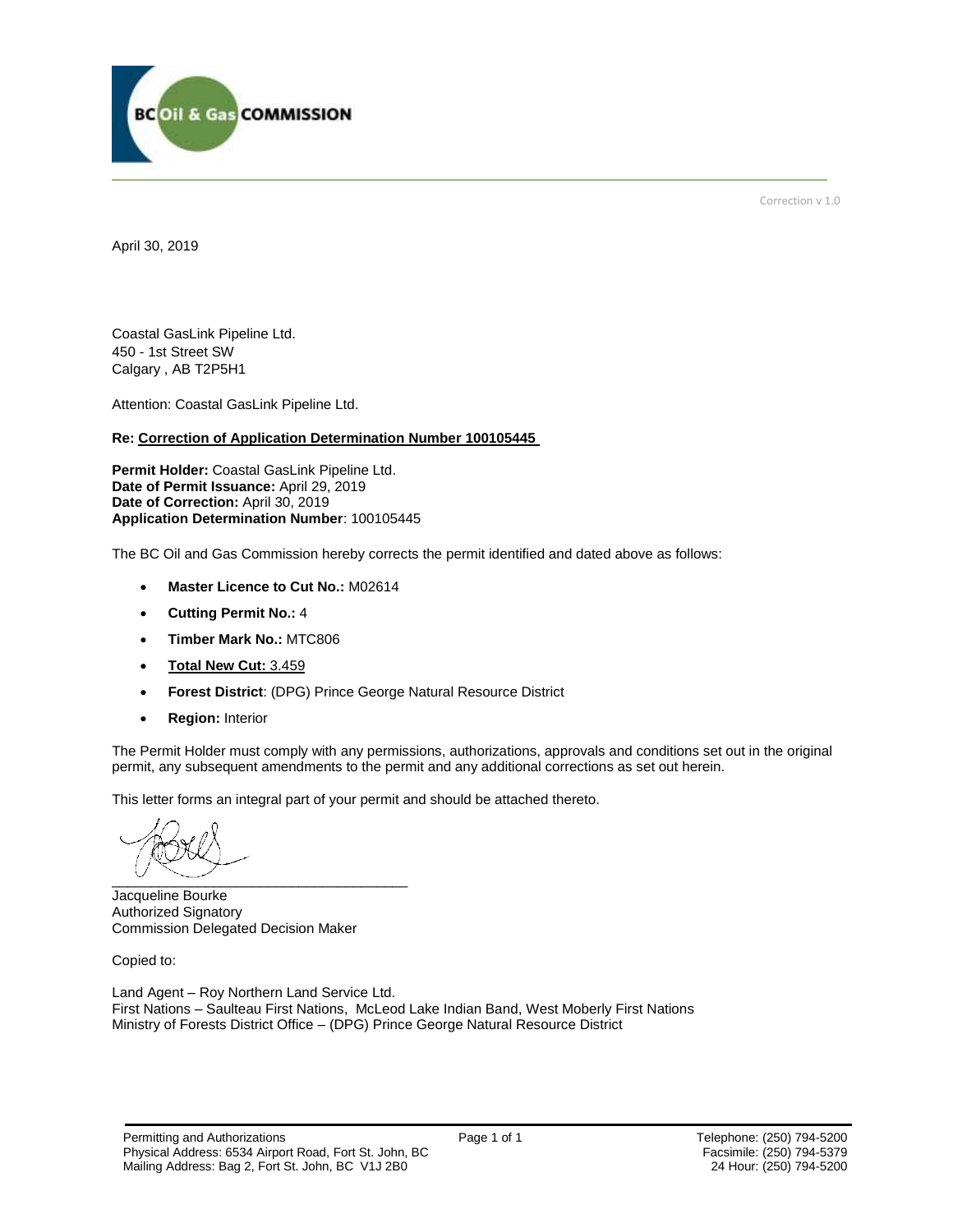BC Oil & Gas COMMISSION

Correction v 1.0

April 30, 2019

Coastal GasLink Pipeline Ltd.
450 - 1st Street SW
Calgary , AB T2P5H1

Attention: Coastal GasLink Pipeline Ltd.

**Re: <u>Correction of Application Determination Number 100105445</u>**

**Permit Holder:** Coastal GasLink Pipeline Ltd.
**Date of Permit Issuance:** April 29, 2019
**Date of Correction:** April 30, 2019
**Application Determination Number**: 100105445

The BC Oil and Gas Commission hereby corrects the permit identified and dated above as follows:

- **Master Licence to Cut No.:** M02614
- **Cutting Permit No.:** 4
- **Timber Mark No.:** MTC806
- **<u>Total New Cut:</u>** <u>3.459</u>
- **Forest District**: (DPG) Prince George Natural Resource District
- **Region:** Interior

The Permit Holder must comply with any permissions, authorizations, approvals and conditions set out in the original permit, any subsequent amendments to the permit and any additional corrections as set out herein.

This letter forms an integral part of your permit and should be attached thereto.

Jacqueline Bourke
Authorized Signatory
Commission Delegated Decision Maker

Copied to:

Land Agent – Roy Northern Land Service Ltd.
First Nations – Saulteau First Nations, McLeod Lake Indian Band, West Moberly First Nations
Ministry of Forests District Office – (DPG) Prince George Natural Resource District

Permitting and Authorizations
Physical Address: 6534 Airport Road, Fort St. John, BC
Mailing Address: Bag 2, Fort St. John, BC V1J 2B0

Telephone: (250) 794-5200
Facsimile: (250) 794-5379
24 Hour: (250) 794-5200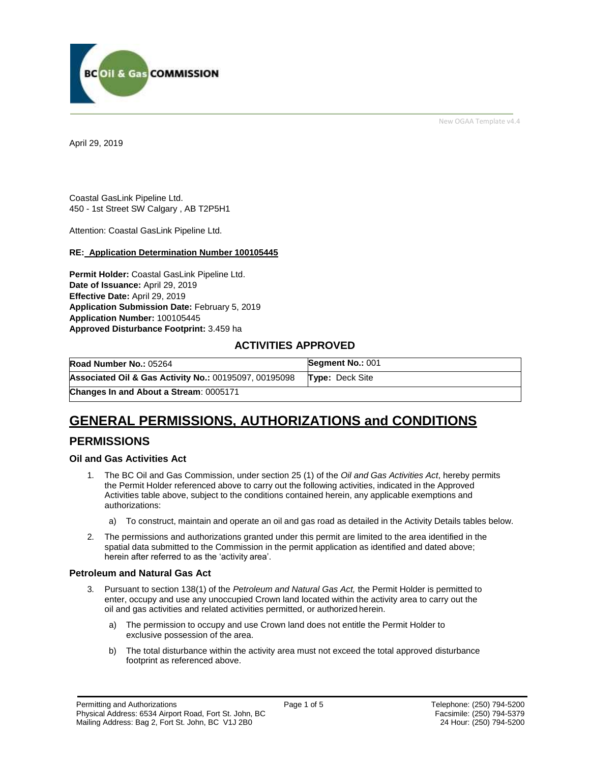New OGAA Template v4.4

April 29, 2019

Coastal GasLink Pipeline Ltd.
450 - 1st Street SW Calgary , AB T2P5H1

Attention: Coastal GasLink Pipeline Ltd.

**RE: Application Determination Number 100105445**

**Permit Holder:** Coastal GasLink Pipeline Ltd.
**Date of Issuance:** April 29, 2019
**Effective Date:** April 29, 2019
**Application Submission Date:** February 5, 2019
**Application Number:** 100105445
**Approved Disturbance Footprint:** 3.459 ha

## ACTIVITIES APPROVED

| **Road Number No.:** 05264 | **Segment No.:** 001 |
|---|---|
| **Associated Oil & Gas Activity No.:** 00195097, 00195098 | **Type:** Deck Site |
| **Changes In and About a Stream**: 0005171 | |

# GENERAL PERMISSIONS, AUTHORIZATIONS and CONDITIONS

## PERMISSIONS

### Oil and Gas Activities Act

1. The BC Oil and Gas Commission, under section 25 (1) of the *Oil and Gas Activities Act*, hereby permits the Permit Holder referenced above to carry out the following activities, indicated in the Approved Activities table above, subject to the conditions contained herein, any applicable exemptions and authorizations:

   a) To construct, maintain and operate an oil and gas road as detailed in the Activity Details tables below.

2. The permissions and authorizations granted under this permit are limited to the area identified in the spatial data submitted to the Commission in the permit application as identified and dated above; herein after referred to as the 'activity area'.

### Petroleum and Natural Gas Act

3. Pursuant to section 138(1) of the *Petroleum and Natural Gas Act,* the Permit Holder is permitted to enter, occupy and use any unoccupied Crown land located within the activity area to carry out the oil and gas activities and related activities permitted, or authorized herein.

   a) The permission to occupy and use Crown land does not entitle the Permit Holder to exclusive possession of the area.

   b) The total disturbance within the activity area must not exceed the total approved disturbance footprint as referenced above.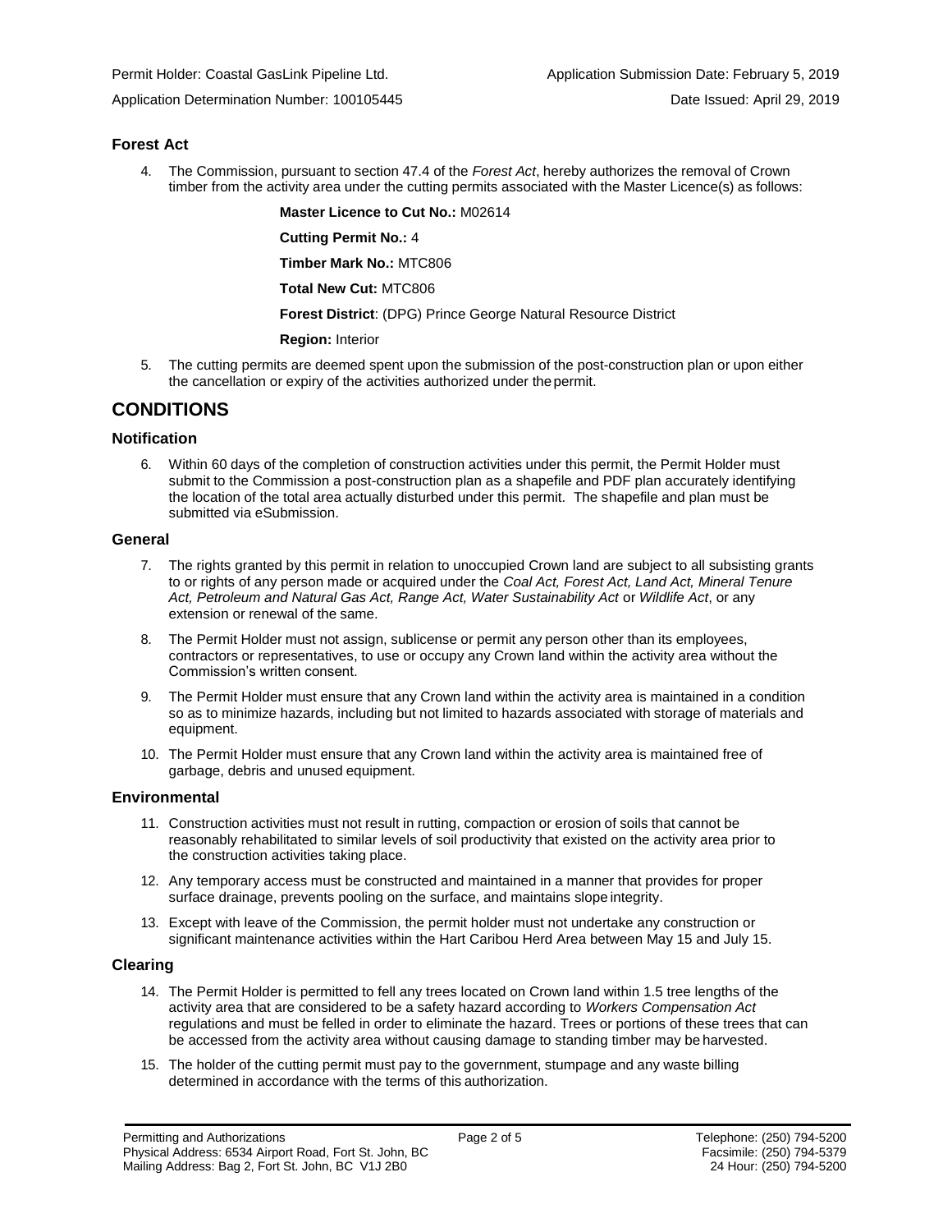### Forest Act

4. The Commission, pursuant to section 47.4 of the *Forest Act*, hereby authorizes the removal of Crown timber from the activity area under the cutting permits associated with the Master Licence(s) as follows:

   **Master Licence to Cut No.:** M02614

   **Cutting Permit No.:** 4

   **Timber Mark No.:** MTC806

   **Total New Cut:** MTC806

   **Forest District**: (DPG) Prince George Natural Resource District

   **Region:** Interior

5. The cutting permits are deemed spent upon the submission of the post-construction plan or upon either the cancellation or expiry of the activities authorized under the permit.

## CONDITIONS

### Notification

6. Within 60 days of the completion of construction activities under this permit, the Permit Holder must submit to the Commission a post-construction plan as a shapefile and PDF plan accurately identifying the location of the total area actually disturbed under this permit. The shapefile and plan must be submitted via eSubmission.

### General

7. The rights granted by this permit in relation to unoccupied Crown land are subject to all subsisting grants to or rights of any person made or acquired under the *Coal Act, Forest Act, Land Act, Mineral Tenure Act, Petroleum and Natural Gas Act, Range Act, Water Sustainability Act* or *Wildlife Act*, or any extension or renewal of the same.

8. The Permit Holder must not assign, sublicense or permit any person other than its employees, contractors or representatives, to use or occupy any Crown land within the activity area without the Commission's written consent.

9. The Permit Holder must ensure that any Crown land within the activity area is maintained in a condition so as to minimize hazards, including but not limited to hazards associated with storage of materials and equipment.

10. The Permit Holder must ensure that any Crown land within the activity area is maintained free of garbage, debris and unused equipment.

### Environmental

11. Construction activities must not result in rutting, compaction or erosion of soils that cannot be reasonably rehabilitated to similar levels of soil productivity that existed on the activity area prior to the construction activities taking place.

12. Any temporary access must be constructed and maintained in a manner that provides for proper surface drainage, prevents pooling on the surface, and maintains slope integrity.

13. Except with leave of the Commission, the permit holder must not undertake any construction or significant maintenance activities within the Hart Caribou Herd Area between May 15 and July 15.

### Clearing

14. The Permit Holder is permitted to fell any trees located on Crown land within 1.5 tree lengths of the activity area that are considered to be a safety hazard according to *Workers Compensation Act* regulations and must be felled in order to eliminate the hazard. Trees or portions of these trees that can be accessed from the activity area without causing damage to standing timber may be harvested.

15. The holder of the cutting permit must pay to the government, stumpage and any waste billing determined in accordance with the terms of this authorization.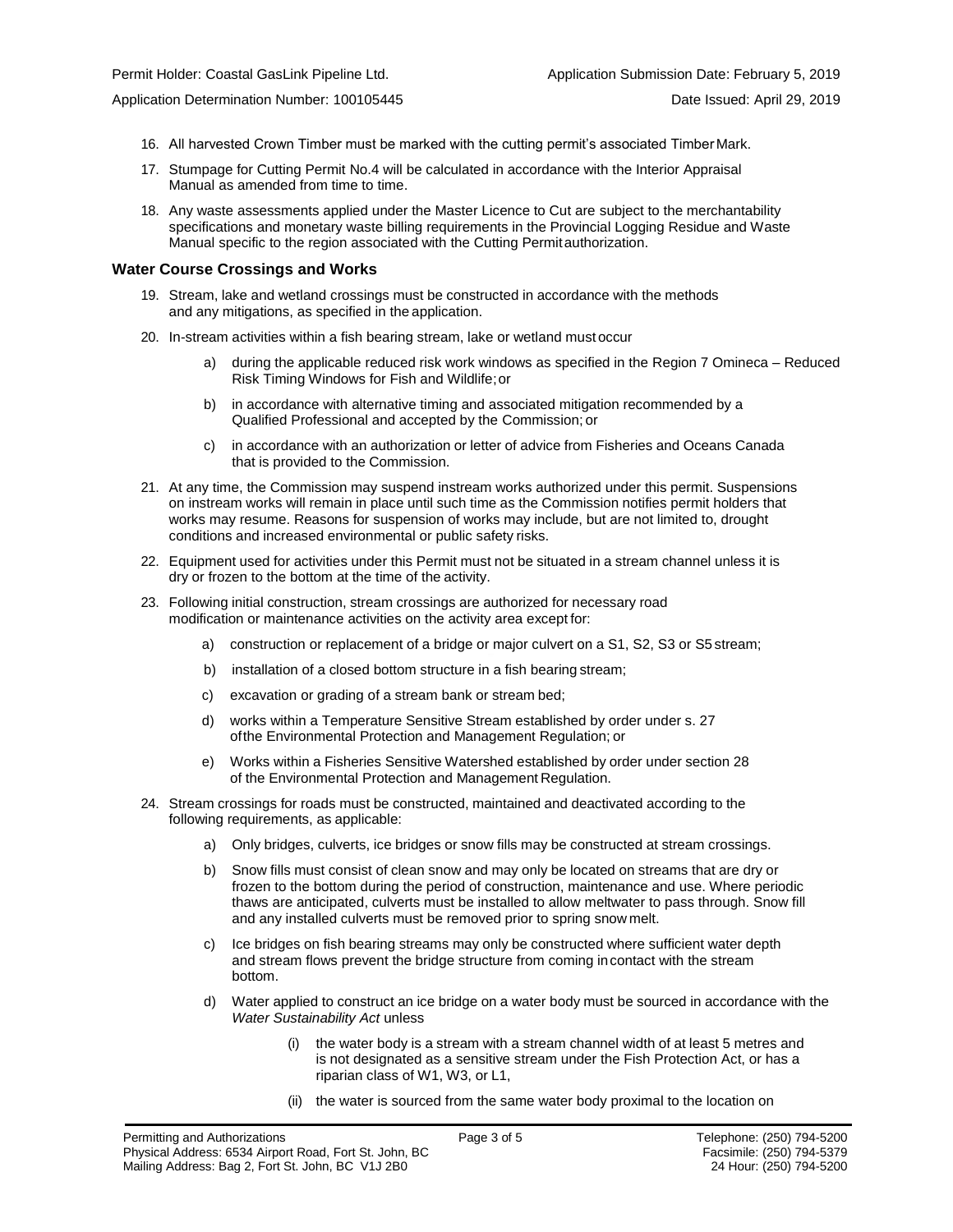16. All harvested Crown Timber must be marked with the cutting permit's associated Timber Mark.

17. Stumpage for Cutting Permit No.4 will be calculated in accordance with the Interior Appraisal Manual as amended from time to time.

18. Any waste assessments applied under the Master Licence to Cut are subject to the merchantability specifications and monetary waste billing requirements in the Provincial Logging Residue and Waste Manual specific to the region associated with the Cutting Permit authorization.

### Water Course Crossings and Works

19. Stream, lake and wetland crossings must be constructed in accordance with the methods and any mitigations, as specified in the application.

20. In-stream activities within a fish bearing stream, lake or wetland must occur

    a) during the applicable reduced risk work windows as specified in the Region 7 Omineca – Reduced Risk Timing Windows for Fish and Wildlife; or

    b) in accordance with alternative timing and associated mitigation recommended by a Qualified Professional and accepted by the Commission; or

    c) in accordance with an authorization or letter of advice from Fisheries and Oceans Canada that is provided to the Commission.

21. At any time, the Commission may suspend instream works authorized under this permit. Suspensions on instream works will remain in place until such time as the Commission notifies permit holders that works may resume. Reasons for suspension of works may include, but are not limited to, drought conditions and increased environmental or public safety risks.

22. Equipment used for activities under this Permit must not be situated in a stream channel unless it is dry or frozen to the bottom at the time of the activity.

23. Following initial construction, stream crossings are authorized for necessary road modification or maintenance activities on the activity area except for:

    a) construction or replacement of a bridge or major culvert on a S1, S2, S3 or S5 stream;

    b) installation of a closed bottom structure in a fish bearing stream;

    c) excavation or grading of a stream bank or stream bed;

    d) works within a Temperature Sensitive Stream established by order under s. 27 of the Environmental Protection and Management Regulation; or

    e) Works within a Fisheries Sensitive Watershed established by order under section 28 of the Environmental Protection and Management Regulation.

24. Stream crossings for roads must be constructed, maintained and deactivated according to the following requirements, as applicable:

    a) Only bridges, culverts, ice bridges or snow fills may be constructed at stream crossings.

    b) Snow fills must consist of clean snow and may only be located on streams that are dry or frozen to the bottom during the period of construction, maintenance and use. Where periodic thaws are anticipated, culverts must be installed to allow meltwater to pass through. Snow fill and any installed culverts must be removed prior to spring snow melt.

    c) Ice bridges on fish bearing streams may only be constructed where sufficient water depth and stream flows prevent the bridge structure from coming in contact with the stream bottom.

    d) Water applied to construct an ice bridge on a water body must be sourced in accordance with the *Water Sustainability Act* unless

        (i) the water body is a stream with a stream channel width of at least 5 metres and is not designated as a sensitive stream under the Fish Protection Act, or has a riparian class of W1, W3, or L1,

        (ii) the water is sourced from the same water body proximal to the location on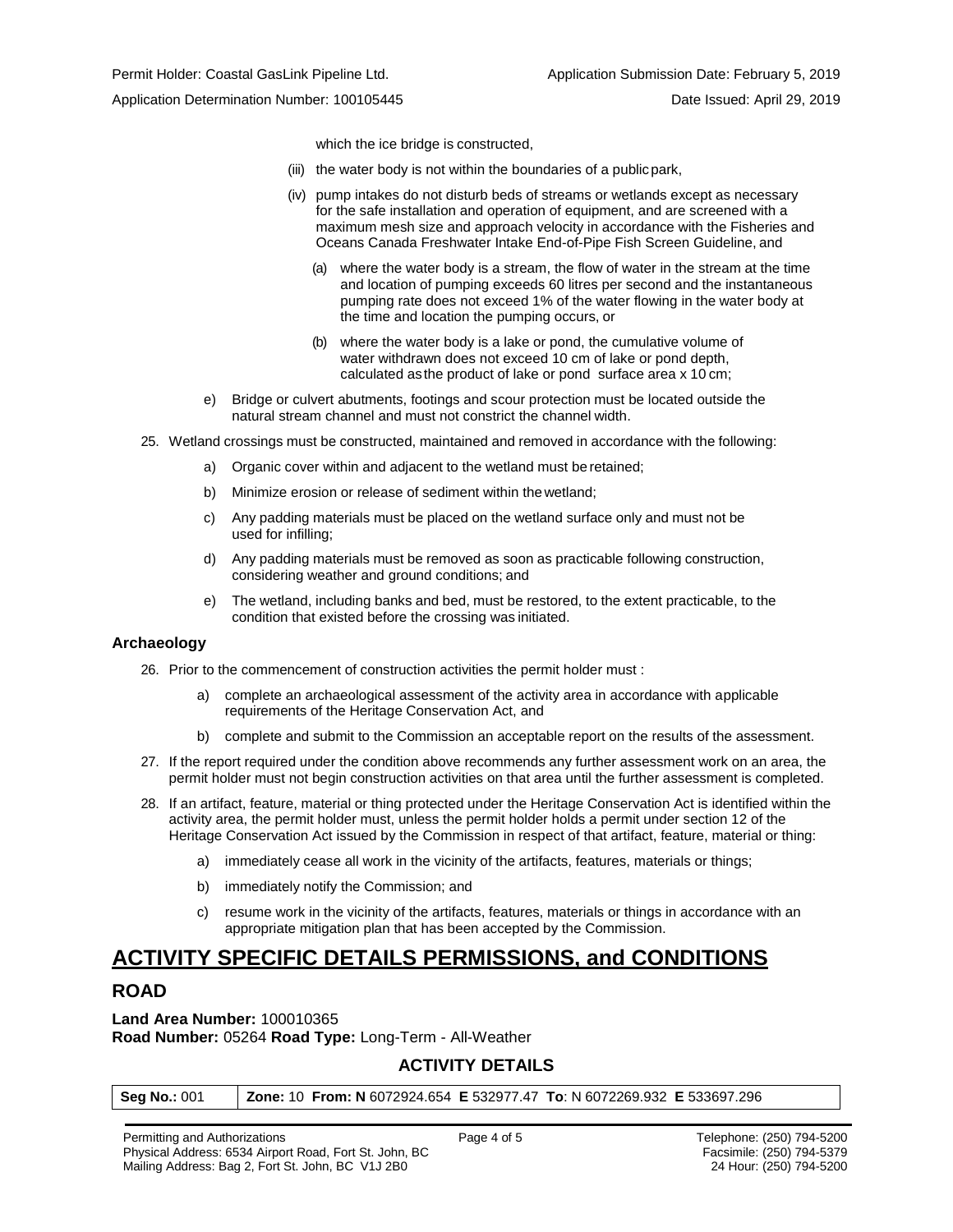which the ice bridge is constructed,

(iii) the water body is not within the boundaries of a public park,

(iv) pump intakes do not disturb beds of streams or wetlands except as necessary for the safe installation and operation of equipment, and are screened with a maximum mesh size and approach velocity in accordance with the Fisheries and Oceans Canada Freshwater Intake End-of-Pipe Fish Screen Guideline, and

(a) where the water body is a stream, the flow of water in the stream at the time and location of pumping exceeds 60 litres per second and the instantaneous pumping rate does not exceed 1% of the water flowing in the water body at the time and location the pumping occurs, or

(b) where the water body is a lake or pond, the cumulative volume of water withdrawn does not exceed 10 cm of lake or pond depth, calculated as the product of lake or pond surface area x 10 cm;

e) Bridge or culvert abutments, footings and scour protection must be located outside the natural stream channel and must not constrict the channel width.

25. Wetland crossings must be constructed, maintained and removed in accordance with the following:

a) Organic cover within and adjacent to the wetland must be retained;

b) Minimize erosion or release of sediment within the wetland;

c) Any padding materials must be placed on the wetland surface only and must not be used for infilling;

d) Any padding materials must be removed as soon as practicable following construction, considering weather and ground conditions; and

e) The wetland, including banks and bed, must be restored, to the extent practicable, to the condition that existed before the crossing was initiated.

### Archaeology

26. Prior to the commencement of construction activities the permit holder must :

a) complete an archaeological assessment of the activity area in accordance with applicable requirements of the Heritage Conservation Act, and

b) complete and submit to the Commission an acceptable report on the results of the assessment.

27. If the report required under the condition above recommends any further assessment work on an area, the permit holder must not begin construction activities on that area until the further assessment is completed.

28. If an artifact, feature, material or thing protected under the Heritage Conservation Act is identified within the activity area, the permit holder must, unless the permit holder holds a permit under section 12 of the Heritage Conservation Act issued by the Commission in respect of that artifact, feature, material or thing:

a) immediately cease all work in the vicinity of the artifacts, features, materials or things;

b) immediately notify the Commission; and

c) resume work in the vicinity of the artifacts, features, materials or things in accordance with an appropriate mitigation plan that has been accepted by the Commission.

# ACTIVITY SPECIFIC DETAILS PERMISSIONS, and CONDITIONS

## ROAD

**Land Area Number:** 100010365
**Road Number:** 05264 **Road Type:** Long-Term - All-Weather

### ACTIVITY DETAILS

| **Seg No.:** 001 | **Zone:** 10 **From: N** 6072924.654 **E** 532977.47 **To**: N 6072269.932 **E** 533697.296 |
|---|---|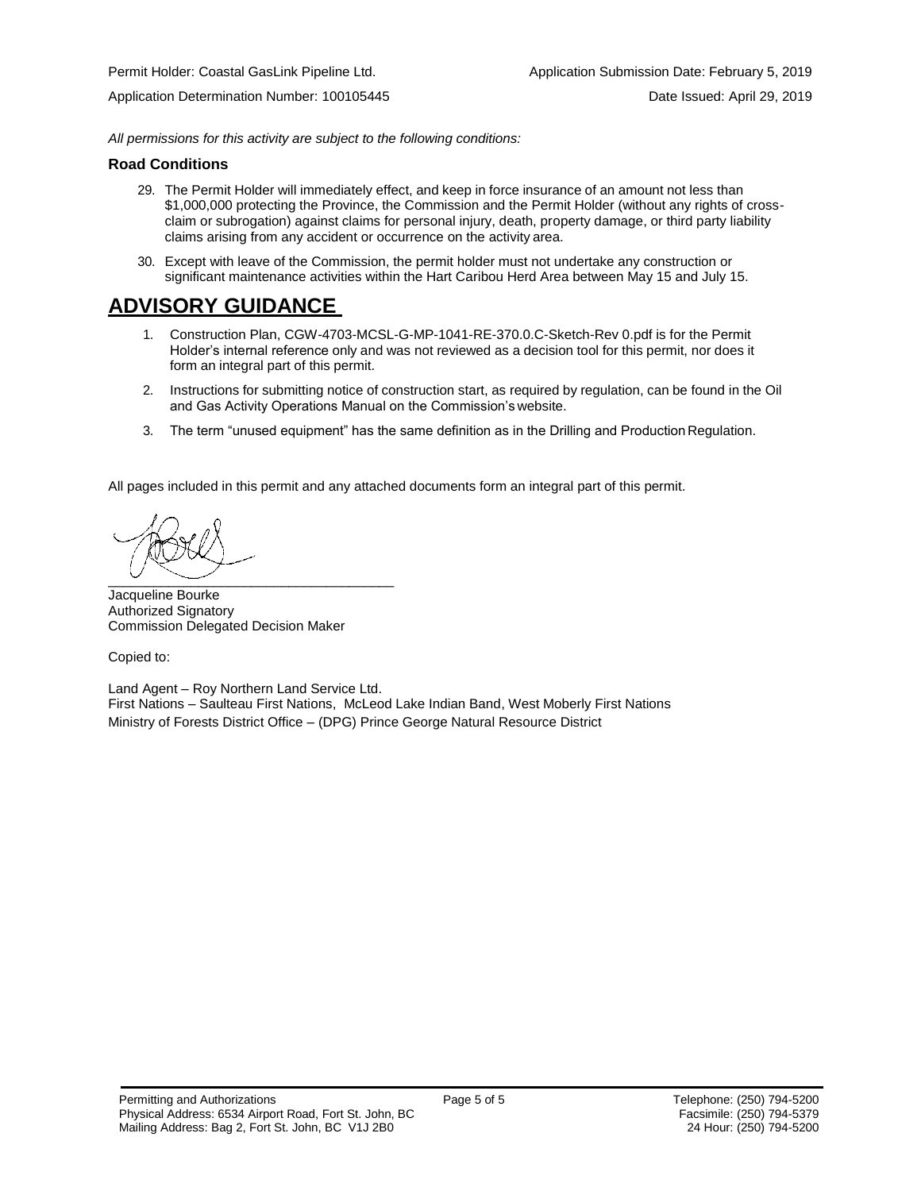Permit Holder: Coastal GasLink Pipeline Ltd. Application Submission Date: February 5, 2019

Application Determination Number: 100105445 Date Issued: April 29, 2019

*All permissions for this activity are subject to the following conditions:*

**Road Conditions**

29. The Permit Holder will immediately effect, and keep in force insurance of an amount not less than $1,000,000 protecting the Province, the Commission and the Permit Holder (without any rights of cross-claim or subrogation) against claims for personal injury, death, property damage, or third party liability claims arising from any accident or occurrence on the activity area.
30. Except with leave of the Commission, the permit holder must not undertake any construction or significant maintenance activities within the Hart Caribou Herd Area between May 15 and July 15.

# ADVISORY GUIDANCE

1. Construction Plan, CGW-4703-MCSL-G-MP-1041-RE-370.0.C-Sketch-Rev 0.pdf is for the Permit Holder's internal reference only and was not reviewed as a decision tool for this permit, nor does it form an integral part of this permit.
2. Instructions for submitting notice of construction start, as required by regulation, can be found in the Oil and Gas Activity Operations Manual on the Commission's website.
3. The term "unused equipment" has the same definition as in the Drilling and Production Regulation.

All pages included in this permit and any attached documents form an integral part of this permit.

Jacqueline Bourke
Authorized Signatory
Commission Delegated Decision Maker

Copied to:

Land Agent – Roy Northern Land Service Ltd.
First Nations – Saulteau First Nations, McLeod Lake Indian Band, West Moberly First Nations
Ministry of Forests District Office – (DPG) Prince George Natural Resource District